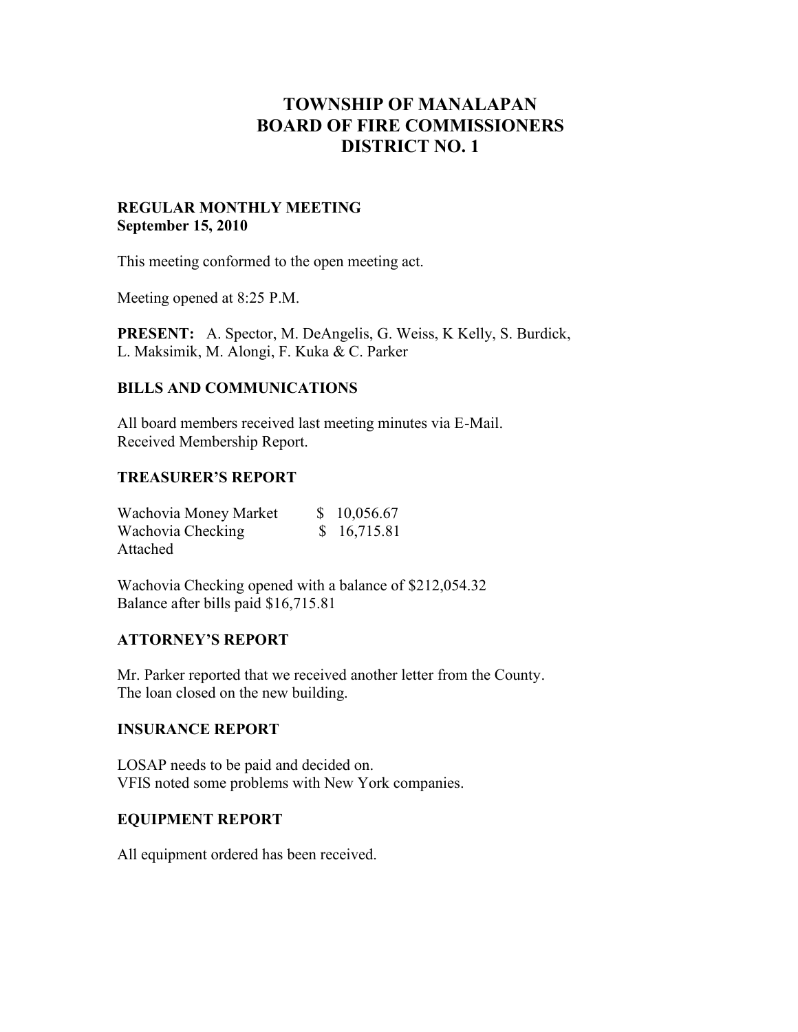# TOWNSHIP OF MANALAPAN
# BOARD OF FIRE COMMISSIONERS
# DISTRICT NO. 1

**REGULAR MONTHLY MEETING**
**September 15, 2010**

This meeting conformed to the open meeting act.

Meeting opened at 8:25 P.M.

**PRESENT:** A. Spector, M. DeAngelis, G. Weiss, K Kelly, S. Burdick, L. Maksimik, M. Alongi, F. Kuka & C. Parker

## BILLS AND COMMUNICATIONS

All board members received last meeting minutes via E-Mail.
Received Membership Report.

## TREASURER'S REPORT

| | |
|---|---|
| Wachovia Money Market | $ 10,056.67 |
| Wachovia Checking | $ 16,715.81 |

Attached

Wachovia Checking opened with a balance of $212,054.32
Balance after bills paid $16,715.81

## ATTORNEY'S REPORT

Mr. Parker reported that we received another letter from the County.
The loan closed on the new building.

## INSURANCE REPORT

LOSAP needs to be paid and decided on.
VFIS noted some problems with New York companies.

## EQUIPMENT REPORT

All equipment ordered has been received.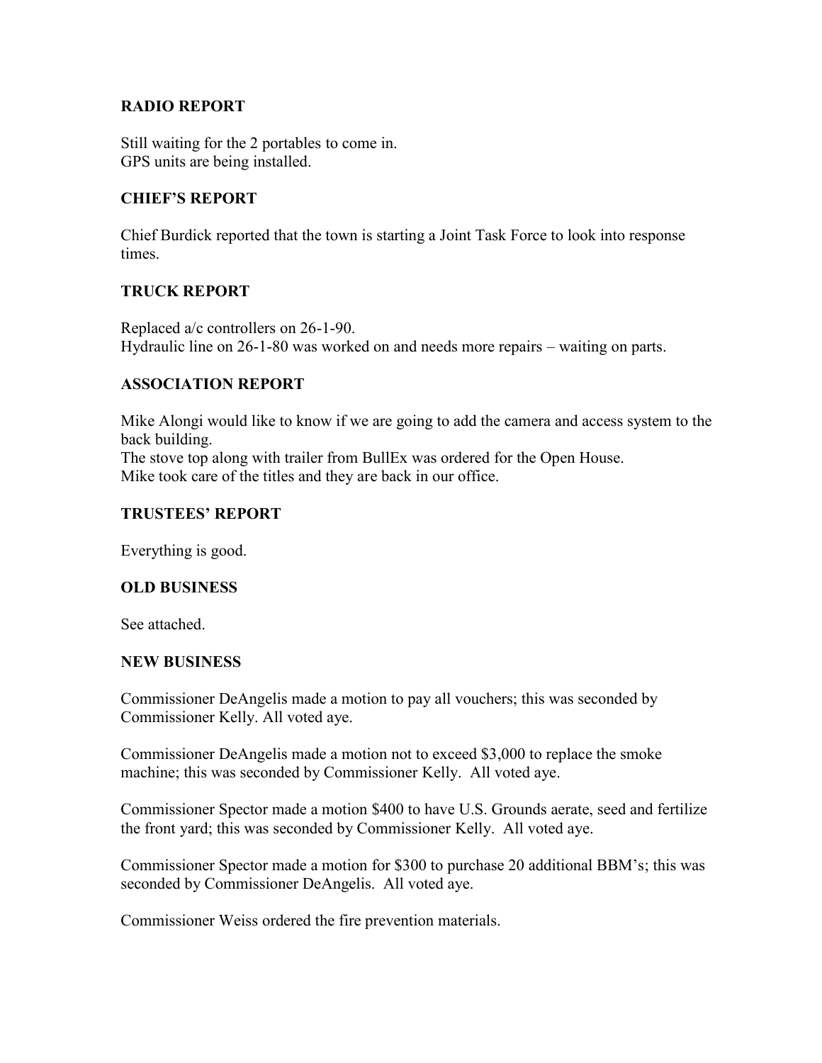### RADIO REPORT

Still waiting for the 2 portables to come in.
GPS units are being installed.

### CHIEF'S REPORT

Chief Burdick reported that the town is starting a Joint Task Force to look into response times.

### TRUCK REPORT

Replaced a/c controllers on 26-1-90.
Hydraulic line on 26-1-80 was worked on and needs more repairs – waiting on parts.

### ASSOCIATION REPORT

Mike Alongi would like to know if we are going to add the camera and access system to the back building.
The stove top along with trailer from BullEx was ordered for the Open House.
Mike took care of the titles and they are back in our office.

### TRUSTEES' REPORT

Everything is good.

### OLD BUSINESS

See attached.

### NEW BUSINESS

Commissioner DeAngelis made a motion to pay all vouchers; this was seconded by Commissioner Kelly. All voted aye.

Commissioner DeAngelis made a motion not to exceed $3,000 to replace the smoke machine; this was seconded by Commissioner Kelly. All voted aye.

Commissioner Spector made a motion $400 to have U.S. Grounds aerate, seed and fertilize the front yard; this was seconded by Commissioner Kelly. All voted aye.

Commissioner Spector made a motion for $300 to purchase 20 additional BBM's; this was seconded by Commissioner DeAngelis. All voted aye.

Commissioner Weiss ordered the fire prevention materials.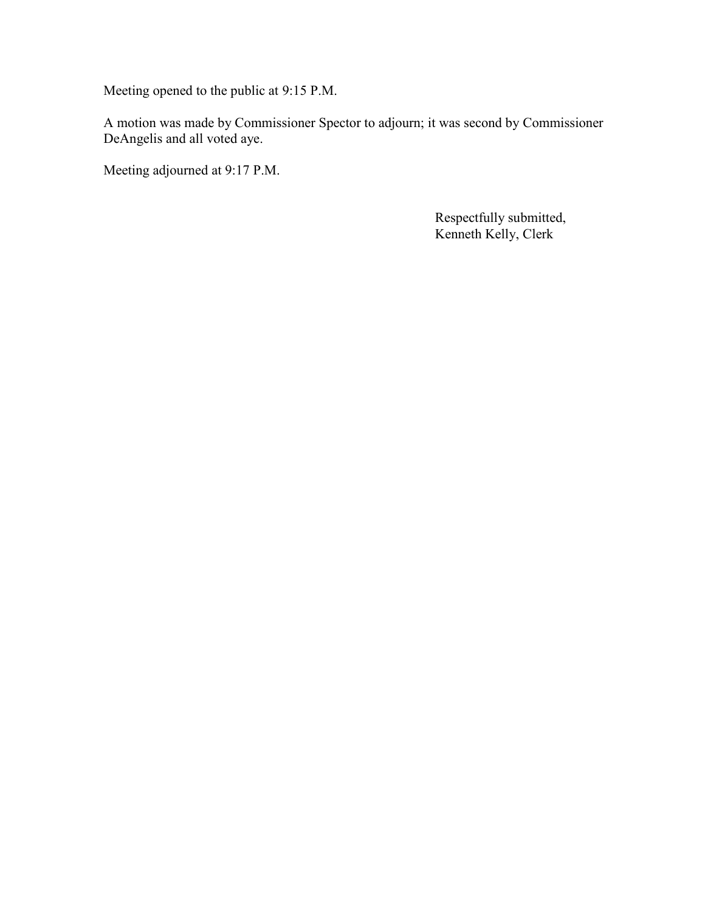Meeting opened to the public at 9:15 P.M.

A motion was made by Commissioner Spector to adjourn; it was second by Commissioner DeAngelis and all voted aye.

Meeting adjourned at 9:17 P.M.

Respectfully submitted,
Kenneth Kelly, Clerk